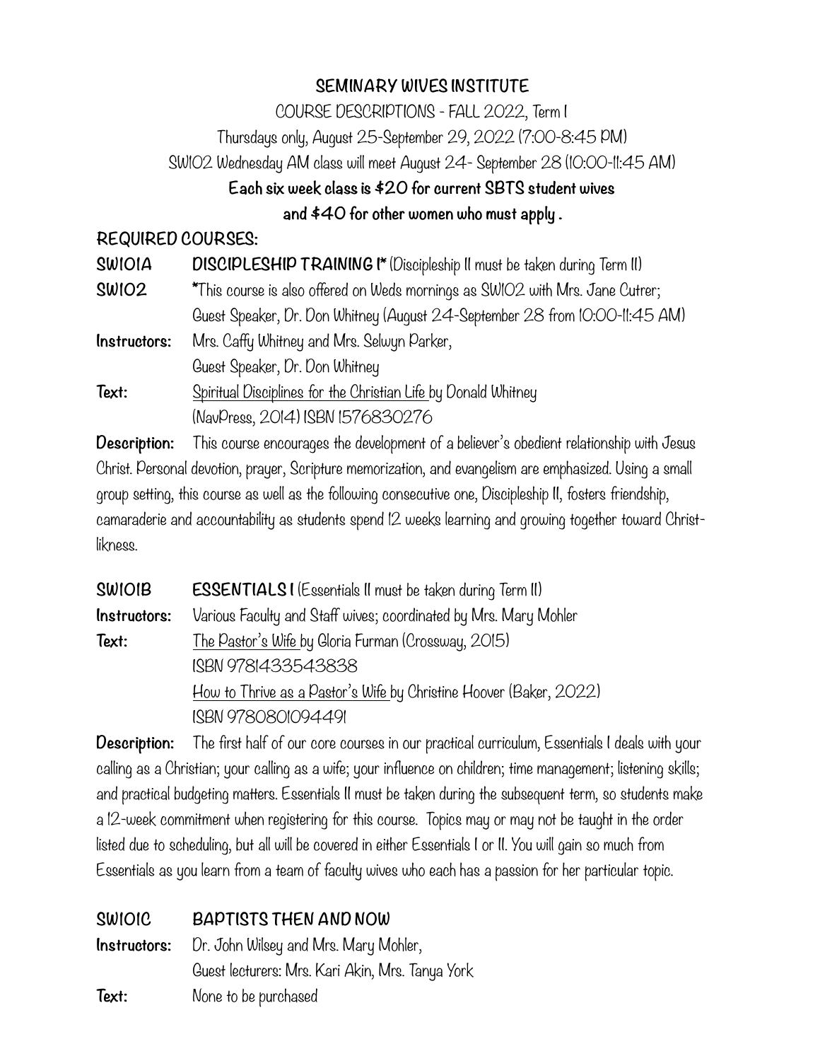# SEMINARY WIVES INSTITUTE

COURSE DESCRIPTIONS - FALL 2022, Term I

Thursdays only, August 25-September 29, 2022 (7:00-8:45 PM)

SW102 Wednesday AM class will meet August 24- September 28 (10:00-11:45 AM)

**Each six week class is $20 for current SBTS student wives**

**and $40 for other women who must apply .**

## REQUIRED COURSES:

**SW101A** — **DISCIPLESHIP TRAINING I*** (Discipleship II must be taken during Term II)

**SW102** — *This course is also offered on Weds mornings as SW102 with Mrs. Jane Cutrer; Guest Speaker, Dr. Don Whitney (August 24-September 28 from 10:00-11:45 AM)

**Instructors:** Mrs. Caffy Whitney and Mrs. Selwyn Parker, Guest Speaker, Dr. Don Whitney

**Text:** Spiritual Disciplines for the Christian Life by Donald Whitney (NavPress, 2014) ISBN 1576830276

**Description:** This course encourages the development of a believer's obedient relationship with Jesus Christ. Personal devotion, prayer, Scripture memorization, and evangelism are emphasized. Using a small group setting, this course as well as the following consecutive one, Discipleship II, fosters friendship, camaraderie and accountability as students spend 12 weeks learning and growing together toward Christ-likness.

**SW101B** — **ESSENTIALS I** (Essentials II must be taken during Term II)

**Instructors:** Various Faculty and Staff wives; coordinated by Mrs. Mary Mohler

**Text:** The Pastor's Wife by Gloria Furman (Crossway, 2015) ISBN 9781433543838

How to Thrive as a Pastor's Wife by Christine Hoover (Baker, 2022) ISBN 9780801094491

**Description:** The first half of our core courses in our practical curriculum, Essentials I deals with your calling as a Christian; your calling as a wife; your influence on children; time management; listening skills; and practical budgeting matters. Essentials II must be taken during the subsequent term, so students make a 12-week commitment when registering for this course. Topics may or may not be taught in the order listed due to scheduling, but all will be covered in either Essentials I or II. You will gain so much from Essentials as you learn from a team of faculty wives who each has a passion for her particular topic.

**SW101C** — **BAPTISTS THEN AND NOW**

**Instructors:** Dr. John Wilsey and Mrs. Mary Mohler, Guest lecturers: Mrs. Kari Akin, Mrs. Tanya York

**Text:** None to be purchased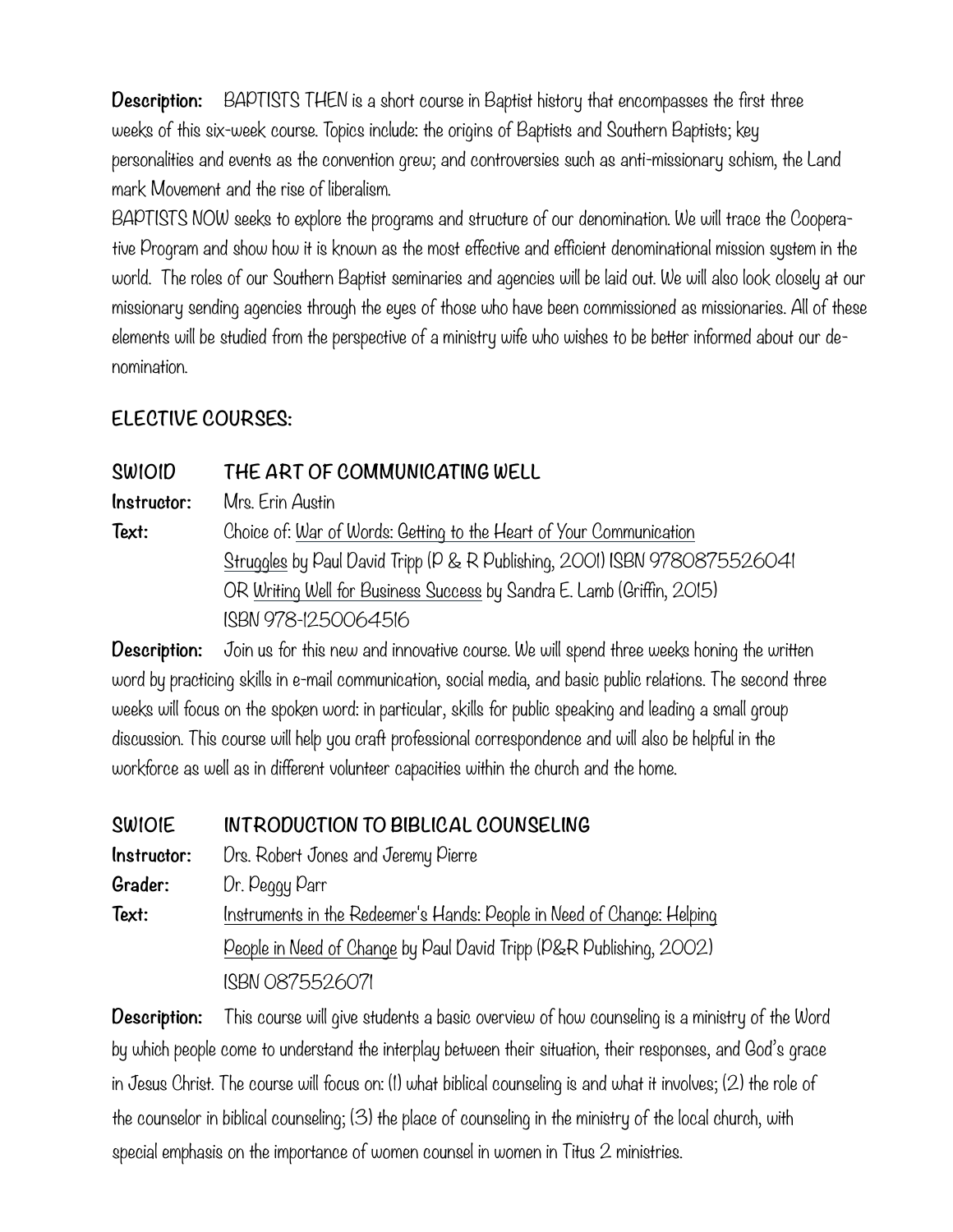**Description:** BAPTISTS THEN is a short course in Baptist history that encompasses the first three weeks of this six-week course. Topics include: the origins of Baptists and Southern Baptists; key personalities and events as the convention grew; and controversies such as anti-missionary schism, the Land mark Movement and the rise of liberalism.

BAPTISTS NOW seeks to explore the programs and structure of our denomination. We will trace the Cooperative Program and show how it is known as the most effective and efficient denominational mission system in the world. The roles of our Southern Baptist seminaries and agencies will be laid out. We will also look closely at our missionary sending agencies through the eyes of those who have been commissioned as missionaries. All of these elements will be studied from the perspective of a ministry wife who wishes to be better informed about our denomination.

## ELECTIVE COURSES:

### SW101D THE ART OF COMMUNICATING WELL

**Instructor:** Mrs. Erin Austin

**Text:** Choice of: War of Words: Getting to the Heart of Your Communication Struggles by Paul David Tripp (P & R Publishing, 2001) ISBN 9780875526041 OR Writing Well for Business Success by Sandra E. Lamb (Griffin, 2015) ISBN 978-1250064516

**Description:** Join us for this new and innovative course. We will spend three weeks honing the written word by practicing skills in e-mail communication, social media, and basic public relations. The second three weeks will focus on the spoken word: in particular, skills for public speaking and leading a small group discussion. This course will help you craft professional correspondence and will also be helpful in the workforce as well as in different volunteer capacities within the church and the home.

### SW101E INTRODUCTION TO BIBLICAL COUNSELING

**Instructor:** Drs. Robert Jones and Jeremy Pierre

**Grader:** Dr. Peggy Parr

**Text:** Instruments in the Redeemer's Hands: People in Need of Change: Helping People in Need of Change by Paul David Tripp (P&R Publishing, 2002) ISBN 0875526071

**Description:** This course will give students a basic overview of how counseling is a ministry of the Word by which people come to understand the interplay between their situation, their responses, and God's grace in Jesus Christ. The course will focus on: (1) what biblical counseling is and what it involves; (2) the role of the counselor in biblical counseling; (3) the place of counseling in the ministry of the local church, with special emphasis on the importance of women counsel in women in Titus 2 ministries.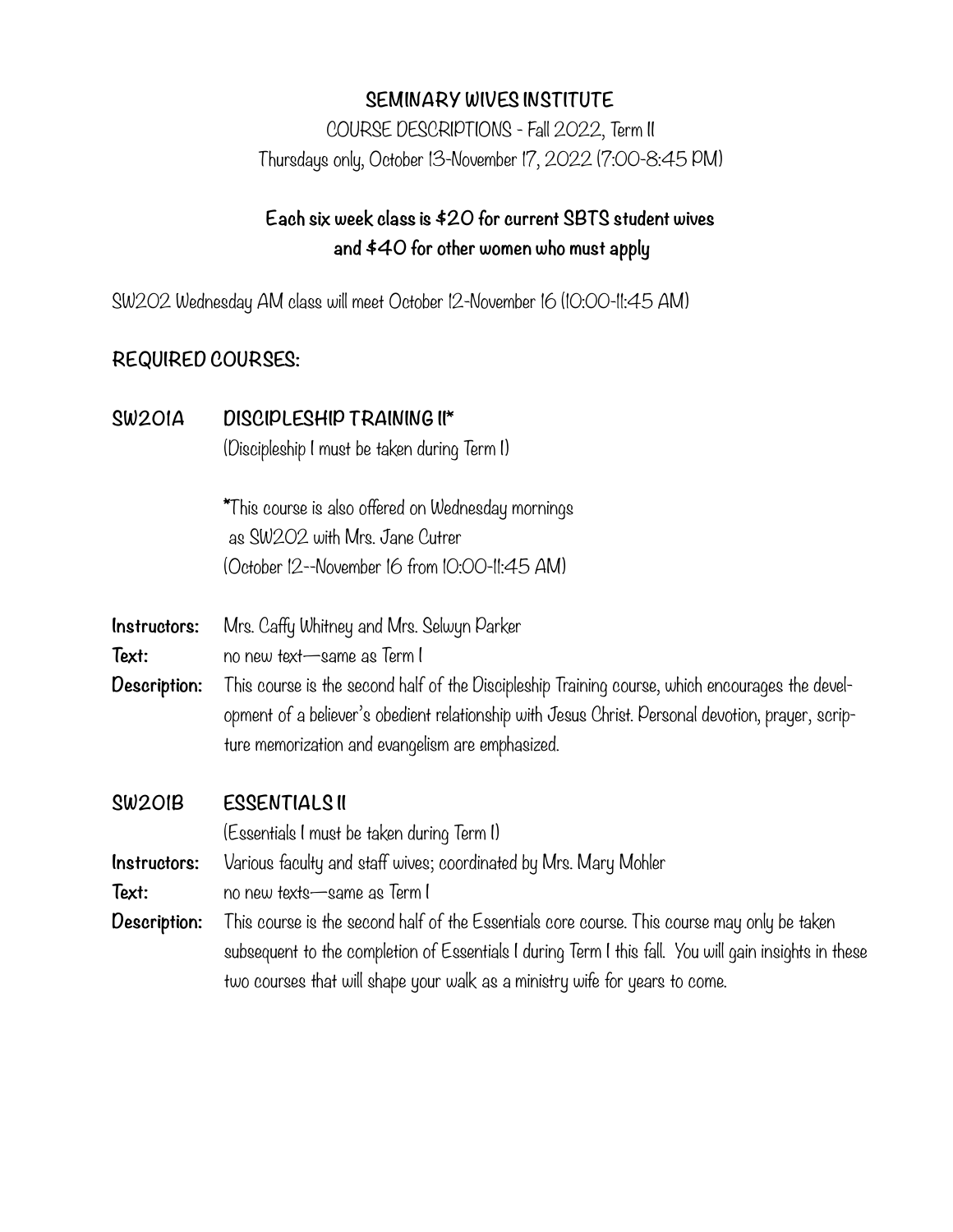# SEMINARY WIVES INSTITUTE

COURSE DESCRIPTIONS - Fall 2022, Term II

Thursdays only, October 13-November 17, 2022 (7:00-8:45 PM)

**Each six week class is $20 for current SBTS student wives and $40 for other women who must apply**

SW202 Wednesday AM class will meet October 12-November 16 (10:00-11:45 AM)

## REQUIRED COURSES:

### SW201A DISCIPLESHIP TRAINING II*

(Discipleship I must be taken during Term I)

*This course is also offered on Wednesday mornings as SW202 with Mrs. Jane Cutrer (October 12--November 16 from 10:00-11:45 AM)

**Instructors:** Mrs. Caffy Whitney and Mrs. Selwyn Parker

**Text:** no new text—same as Term I

**Description:** This course is the second half of the Discipleship Training course, which encourages the development of a believer's obedient relationship with Jesus Christ. Personal devotion, prayer, scripture memorization and evangelism are emphasized.

### SW201B ESSENTIALS II

(Essentials I must be taken during Term I)

**Instructors:** Various faculty and staff wives; coordinated by Mrs. Mary Mohler

**Text:** no new texts—same as Term I

**Description:** This course is the second half of the Essentials core course. This course may only be taken subsequent to the completion of Essentials I during Term I this fall. You will gain insights in these two courses that will shape your walk as a ministry wife for years to come.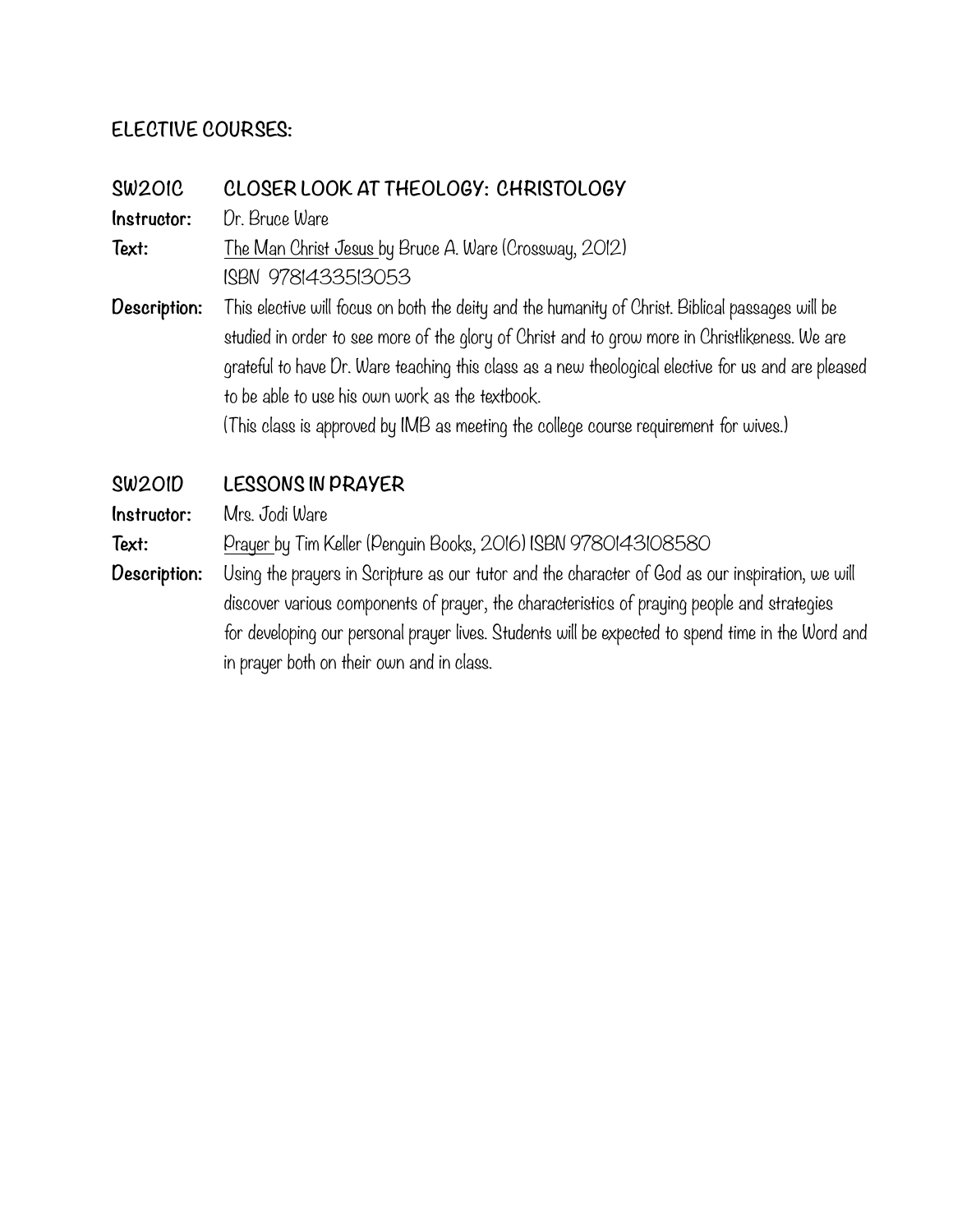## ELECTIVE COURSES:

### SW201C CLOSER LOOK AT THEOLOGY: CHRISTOLOGY

**Instructor:** Dr. Bruce Ware

**Text:** The Man Christ Jesus by Bruce A. Ware (Crossway, 2012)
ISBN 9781433513053

**Description:** This elective will focus on both the deity and the humanity of Christ. Biblical passages will be studied in order to see more of the glory of Christ and to grow more in Christlikeness. We are grateful to have Dr. Ware teaching this class as a new theological elective for us and are pleased to be able to use his own work as the textbook.
(This class is approved by IMB as meeting the college course requirement for wives.)

### SW201D LESSONS IN PRAYER

**Instructor:** Mrs. Jodi Ware

**Text:** Prayer by Tim Keller (Penguin Books, 2016) ISBN 9780143108580

**Description:** Using the prayers in Scripture as our tutor and the character of God as our inspiration, we will discover various components of prayer, the characteristics of praying people and strategies for developing our personal prayer lives. Students will be expected to spend time in the Word and in prayer both on their own and in class.